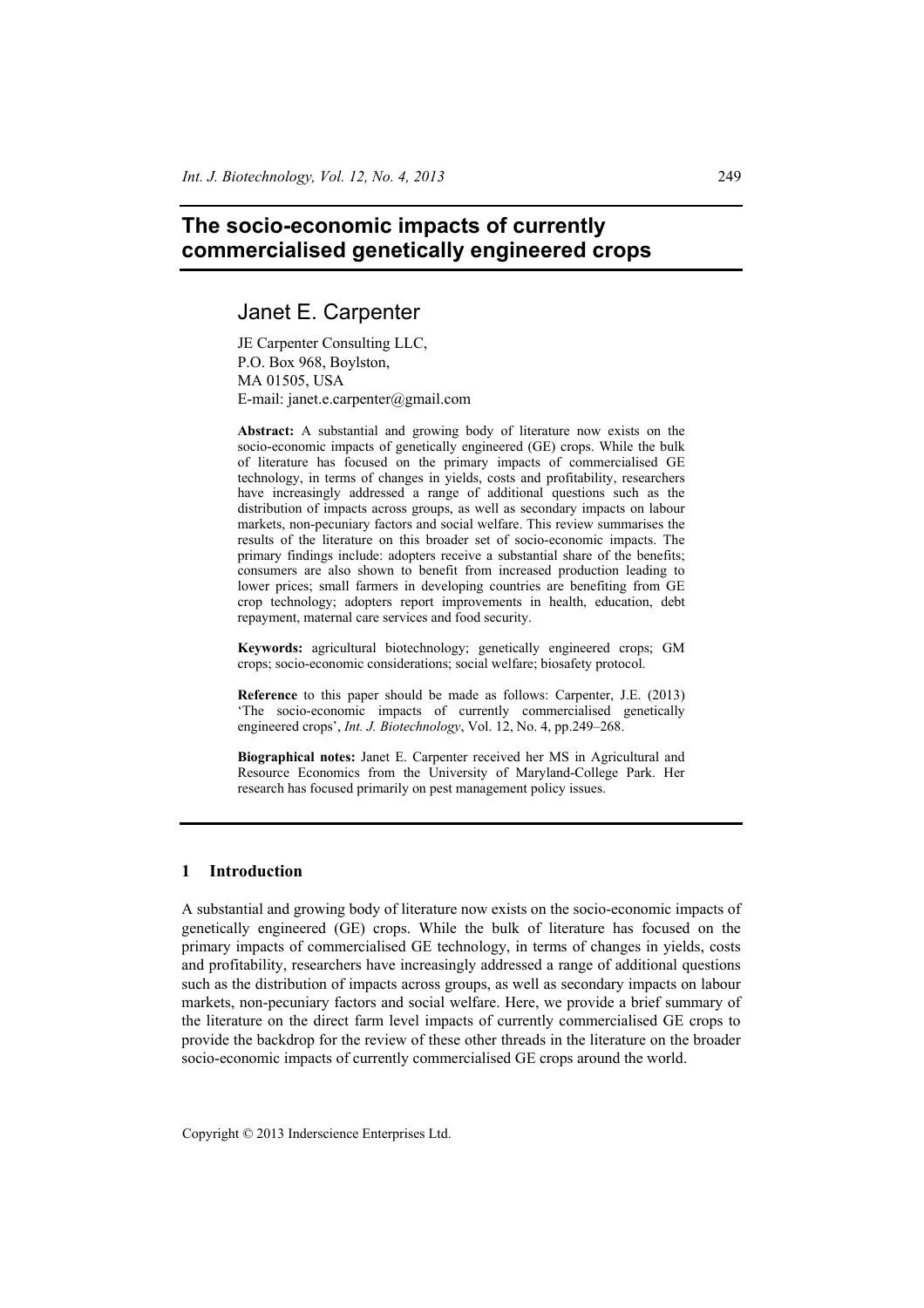# The socio-economic impacts of currently commercialised genetically engineered crops

## Janet E. Carpenter

JE Carpenter Consulting LLC,
P.O. Box 968, Boylston,
MA 01505, USA
E-mail: janet.e.carpenter@gmail.com

**Abstract:** A substantial and growing body of literature now exists on the socio-economic impacts of genetically engineered (GE) crops. While the bulk of literature has focused on the primary impacts of commercialised GE technology, in terms of changes in yields, costs and profitability, researchers have increasingly addressed a range of additional questions such as the distribution of impacts across groups, as well as secondary impacts on labour markets, non-pecuniary factors and social welfare. This review summarises the results of the literature on this broader set of socio-economic impacts. The primary findings include: adopters receive a substantial share of the benefits; consumers are also shown to benefit from increased production leading to lower prices; small farmers in developing countries are benefiting from GE crop technology; adopters report improvements in health, education, debt repayment, maternal care services and food security.

**Keywords:** agricultural biotechnology; genetically engineered crops; GM crops; socio-economic considerations; social welfare; biosafety protocol.

**Reference** to this paper should be made as follows: Carpenter, J.E. (2013) 'The socio-economic impacts of currently commercialised genetically engineered crops', *Int. J. Biotechnology*, Vol. 12, No. 4, pp.249–268.

**Biographical notes:** Janet E. Carpenter received her MS in Agricultural and Resource Economics from the University of Maryland-College Park. Her research has focused primarily on pest management policy issues.

## 1 Introduction

A substantial and growing body of literature now exists on the socio-economic impacts of genetically engineered (GE) crops. While the bulk of literature has focused on the primary impacts of commercialised GE technology, in terms of changes in yields, costs and profitability, researchers have increasingly addressed a range of additional questions such as the distribution of impacts across groups, as well as secondary impacts on labour markets, non-pecuniary factors and social welfare. Here, we provide a brief summary of the literature on the direct farm level impacts of currently commercialised GE crops to provide the backdrop for the review of these other threads in the literature on the broader socio-economic impacts of currently commercialised GE crops around the world.

Copyright © 2013 Inderscience Enterprises Ltd.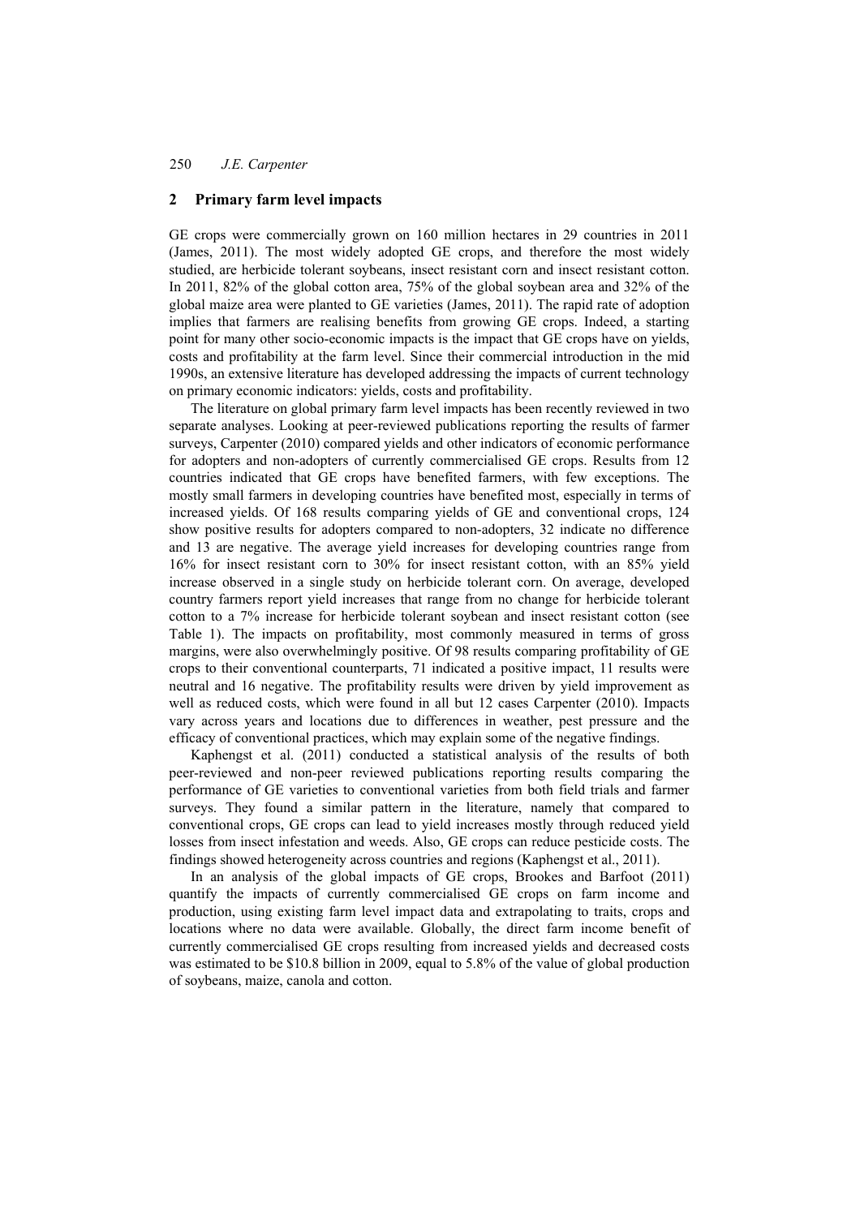## 2 Primary farm level impacts

GE crops were commercially grown on 160 million hectares in 29 countries in 2011 (James, 2011). The most widely adopted GE crops, and therefore the most widely studied, are herbicide tolerant soybeans, insect resistant corn and insect resistant cotton. In 2011, 82% of the global cotton area, 75% of the global soybean area and 32% of the global maize area were planted to GE varieties (James, 2011). The rapid rate of adoption implies that farmers are realising benefits from growing GE crops. Indeed, a starting point for many other socio-economic impacts is the impact that GE crops have on yields, costs and profitability at the farm level. Since their commercial introduction in the mid 1990s, an extensive literature has developed addressing the impacts of current technology on primary economic indicators: yields, costs and profitability.

The literature on global primary farm level impacts has been recently reviewed in two separate analyses. Looking at peer-reviewed publications reporting the results of farmer surveys, Carpenter (2010) compared yields and other indicators of economic performance for adopters and non-adopters of currently commercialised GE crops. Results from 12 countries indicated that GE crops have benefited farmers, with few exceptions. The mostly small farmers in developing countries have benefited most, especially in terms of increased yields. Of 168 results comparing yields of GE and conventional crops, 124 show positive results for adopters compared to non-adopters, 32 indicate no difference and 13 are negative. The average yield increases for developing countries range from 16% for insect resistant corn to 30% for insect resistant cotton, with an 85% yield increase observed in a single study on herbicide tolerant corn. On average, developed country farmers report yield increases that range from no change for herbicide tolerant cotton to a 7% increase for herbicide tolerant soybean and insect resistant cotton (see Table 1). The impacts on profitability, most commonly measured in terms of gross margins, were also overwhelmingly positive. Of 98 results comparing profitability of GE crops to their conventional counterparts, 71 indicated a positive impact, 11 results were neutral and 16 negative. The profitability results were driven by yield improvement as well as reduced costs, which were found in all but 12 cases Carpenter (2010). Impacts vary across years and locations due to differences in weather, pest pressure and the efficacy of conventional practices, which may explain some of the negative findings.

Kaphengst et al. (2011) conducted a statistical analysis of the results of both peer-reviewed and non-peer reviewed publications reporting results comparing the performance of GE varieties to conventional varieties from both field trials and farmer surveys. They found a similar pattern in the literature, namely that compared to conventional crops, GE crops can lead to yield increases mostly through reduced yield losses from insect infestation and weeds. Also, GE crops can reduce pesticide costs. The findings showed heterogeneity across countries and regions (Kaphengst et al., 2011).

In an analysis of the global impacts of GE crops, Brookes and Barfoot (2011) quantify the impacts of currently commercialised GE crops on farm income and production, using existing farm level impact data and extrapolating to traits, crops and locations where no data were available. Globally, the direct farm income benefit of currently commercialised GE crops resulting from increased yields and decreased costs was estimated to be \$10.8 billion in 2009, equal to 5.8% of the value of global production of soybeans, maize, canola and cotton.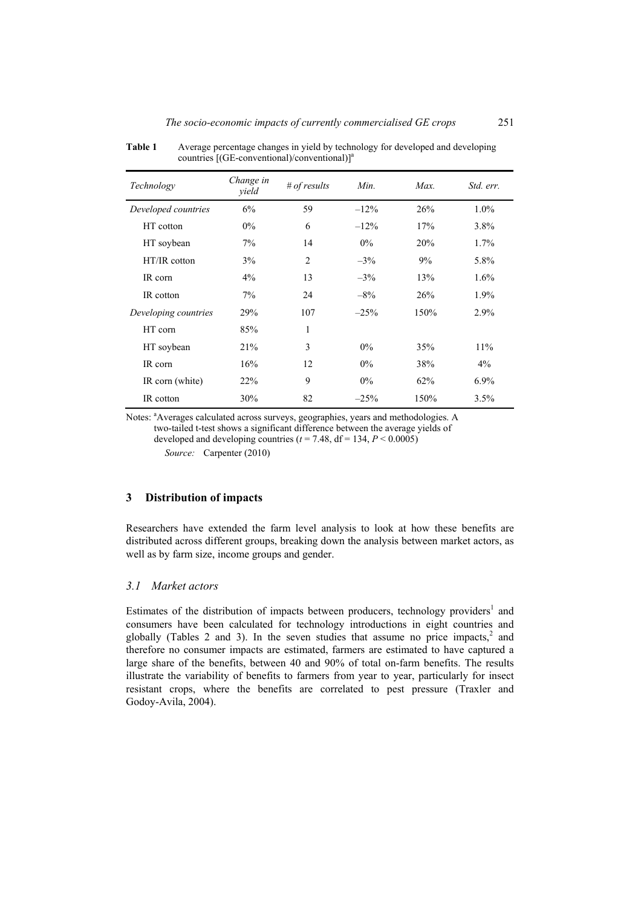**Table 1** Average percentage changes in yield by technology for developed and developing countries [(GE-conventional)/conventional)][a]

| *Technology* | *Change in yield* | *# of results* | *Min.* | *Max.* | *Std. err.* |
|---|---|---|---|---|---|
| *Developed countries* | 6% | 59 | –12% | 26% | 1.0% |
| HT cotton | 0% | 6 | –12% | 17% | 3.8% |
| HT soybean | 7% | 14 | 0% | 20% | 1.7% |
| HT/IR cotton | 3% | 2 | –3% | 9% | 5.8% |
| IR corn | 4% | 13 | –3% | 13% | 1.6% |
| IR cotton | 7% | 24 | –8% | 26% | 1.9% |
| *Developing countries* | 29% | 107 | –25% | 150% | 2.9% |
| HT corn | 85% | 1 | | | |
| HT soybean | 21% | 3 | 0% | 35% | 11% |
| IR corn | 16% | 12 | 0% | 38% | 4% |
| IR corn (white) | 22% | 9 | 0% | 62% | 6.9% |
| IR cotton | 30% | 82 | –25% | 150% | 3.5% |

Notes: [a]Averages calculated across surveys, geographies, years and methodologies. A two-tailed t-test shows a significant difference between the average yields of developed and developing countries ($t = 7.48$, df = 134, $P < 0.0005$)

*Source:* Carpenter (2010)

## 3 Distribution of impacts

Researchers have extended the farm level analysis to look at how these benefits are distributed across different groups, breaking down the analysis between market actors, as well as by farm size, income groups and gender.

### *3.1 Market actors*

Estimates of the distribution of impacts between producers, technology providers[1] and consumers have been calculated for technology introductions in eight countries and globally (Tables 2 and 3). In the seven studies that assume no price impacts,[2] and therefore no consumer impacts are estimated, farmers are estimated to have captured a large share of the benefits, between 40 and 90% of total on-farm benefits. The results illustrate the variability of benefits to farmers from year to year, particularly for insect resistant crops, where the benefits are correlated to pest pressure (Traxler and Godoy-Avila, 2004).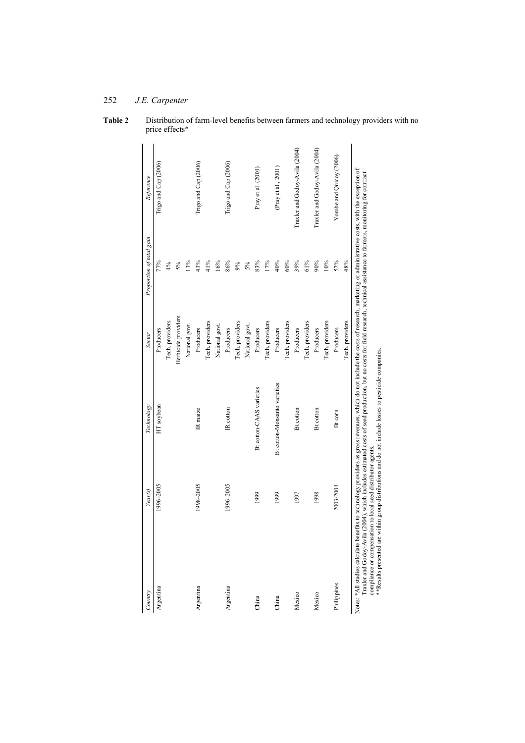**Table 2** Distribution of farm-level benefits between farmers and technology providers with no price effects*

| Country | Year(s) | Technology | Sector | Proportion of total gain | Reference |
|---|---|---|---|---|---|
| Argentina | 1996–2005 | HT soybean | Producers | 77% | Trigo and Cap (2006) |
| | | | Tech. providers | 4% | |
| | | | Herbicide providers | 5% | |
| | | | National govt. | 13% | |
| Argentina | 1998–2005 | IR maize | Producers | 43% | Trigo and Cap (2006) |
| | | | Tech. providers | 41% | |
| | | | National govt. | 16% | |
| Argentina | 1996–2005 | IR cotton | Producers | 86% | Trigo and Cap (2006) |
| | | | Tech. providers | 9% | |
| | | | National govt. | 5% | |
| China | 1999 | Bt cotton-CAAS varieties | Producers | 83% | Pray et al. (2001) |
| | | | Tech. providers | 17% | |
| China | 1999 | Bt cotton-Monsanto varieties | Producers | 40% | (Pray et al., 2001) |
| | | | Tech. providers | 60% | |
| Mexico | 1997 | Bt cotton | Producers | 39% | Traxler and Godoy-Avila (2004) |
| | | | Tech. providers | 61% | |
| Mexico | 1998 | Bt cotton | Producers | 90% | Traxler and Godoy-Avila (2004) |
| | | | Tech. providers | 10% | |
| Philippines | 2003/2004 | Bt corn | Producers | 52% | Yorobe and Quicoy (2006) |
| | | | Tech. providers | 48% | |

Notes: *All studies calculate benefits to technology providers as gross revenues, which do not include the costs of research, marketing or administrative costs, with the exception of Traxler and Godoy-Avila (2004), which includes estimated costs of seed production, but no costs for field research, technical assistance to farmers, monitoring for contract compliance or compensation to local seed distributor agents.

**Results presented are within group distributions and do not include losses to pesticide companies.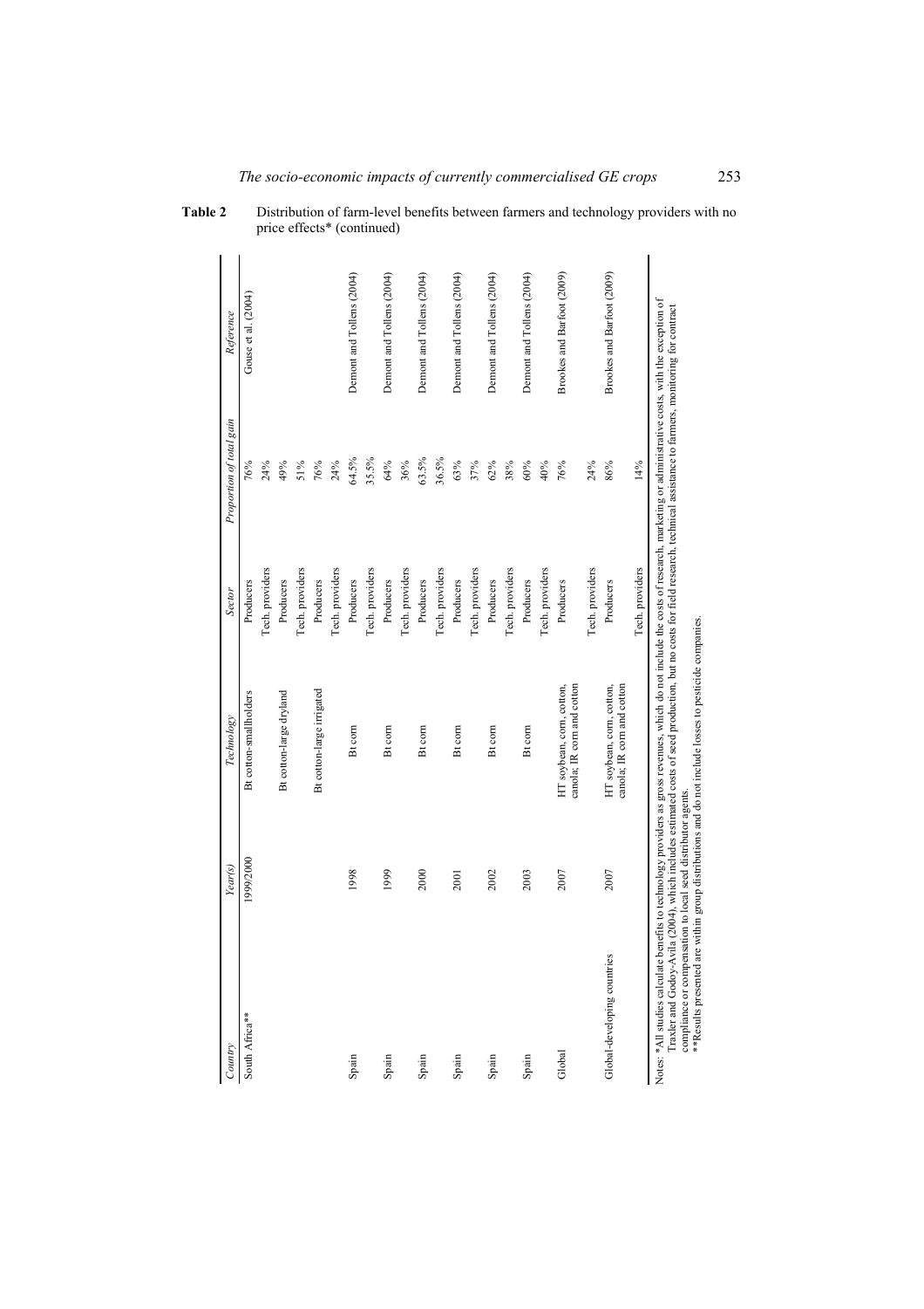**Table 2** Distribution of farm-level benefits between farmers and technology providers with no price effects* (continued)

| Country | Year(s) | Technology | Sector | Proportion of total gain | Reference |
|---|---|---|---|---|---|
| South Africa** | 1999/2000 | Bt cotton-smallholders | Producers | 76% | Gouse et al. (2004) |
| | | | Tech. providers | 24% | |
| | | Bt cotton-large dryland | Producers | 49% | |
| | | | Tech. providers | 51% | |
| | | Bt cotton-large irrigated | Producers | 76% | |
| | | | Tech. providers | 24% | |
| Spain | 1998 | Bt corn | Producers | 64.5% | Demont and Tollens (2004) |
| | | | Tech. providers | 35.5% | |
| Spain | 1999 | Bt corn | Producers | 64% | Demont and Tollens (2004) |
| | | | Tech. providers | 36% | |
| Spain | 2000 | Bt corn | Producers | 63.5% | Demont and Tollens (2004) |
| | | | Tech. providers | 36.5% | |
| Spain | 2001 | Bt corn | Producers | 63% | Demont and Tollens (2004) |
| | | | Tech. providers | 37% | |
| Spain | 2002 | Bt corn | Producers | 62% | Demont and Tollens (2004) |
| | | | Tech. providers | 38% | |
| Spain | 2003 | Bt corn | Producers | 60% | Demont and Tollens (2004) |
| | | | Tech. providers | 40% | |
| Global | 2007 | HT soybean, corn, cotton, canola; IR corn and cotton | Producers | 76% | Brookes and Barfoot (2009) |
| | | | Tech. providers | 24% | |
| Global-developing countries | 2007 | HT soybean, corn, cotton, canola; IR corn and cotton | Producers | 86% | Brookes and Barfoot (2009) |
| | | | Tech. providers | 14% | |

Notes: *All studies calculate benefits to technology providers as gross revenues, which do not include the costs of research, marketing or administrative costs, with the exception of Traxler and Godoy-Avila (2004), which includes estimated costs of seed production, but no costs for field research, technical assistance to farmers, monitoring for contract compliance or compensation to local seed distributor agents.
**Results presented are within group distributions and do not include losses to pesticide companies.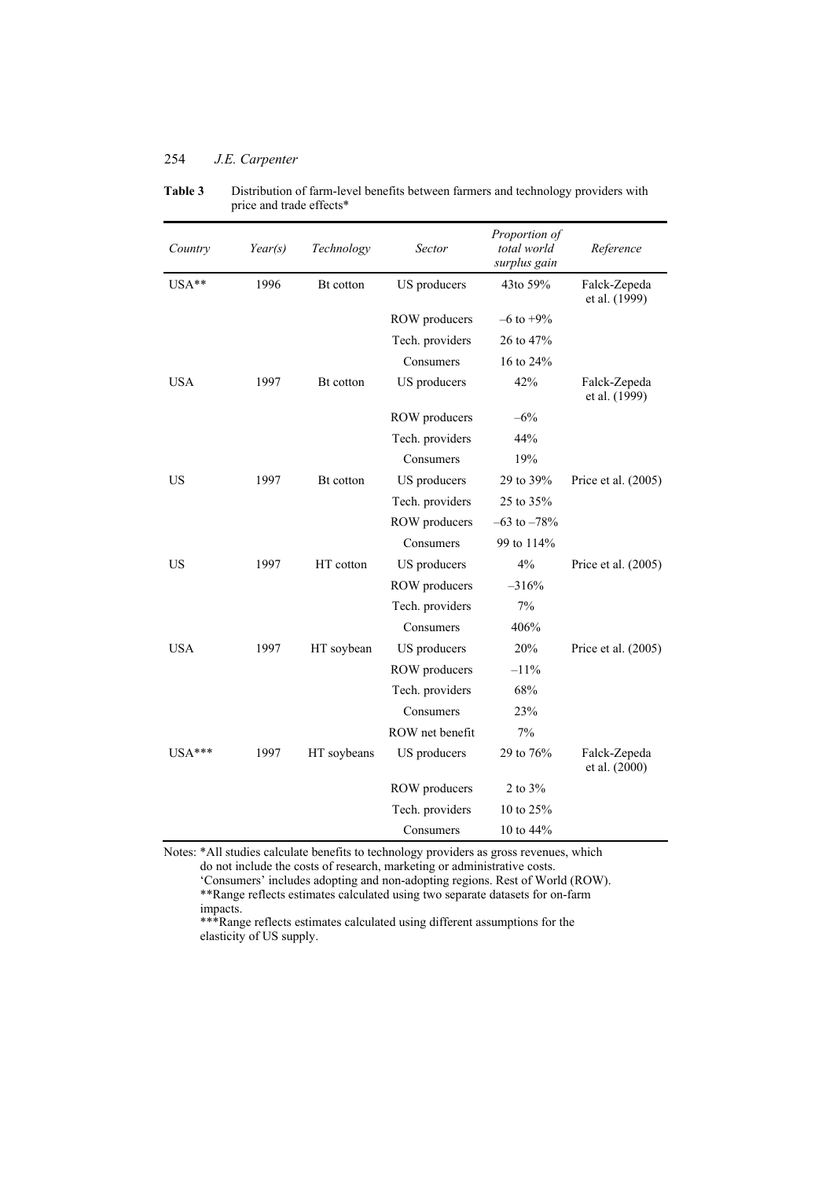**Table 3** Distribution of farm-level benefits between farmers and technology providers with price and trade effects*

| *Country* | *Year(s)* | *Technology* | *Sector* | *Proportion of total world surplus gain* | *Reference* |
|---|---|---|---|---|---|
| USA** | 1996 | Bt cotton | US producers | 43to 59% | Falck-Zepeda et al. (1999) |
| | | | ROW producers | –6 to +9% | |
| | | | Tech. providers | 26 to 47% | |
| | | | Consumers | 16 to 24% | |
| USA | 1997 | Bt cotton | US producers | 42% | Falck-Zepeda et al. (1999) |
| | | | ROW producers | –6% | |
| | | | Tech. providers | 44% | |
| | | | Consumers | 19% | |
| US | 1997 | Bt cotton | US producers | 29 to 39% | Price et al. (2005) |
| | | | Tech. providers | 25 to 35% | |
| | | | ROW producers | –63 to –78% | |
| | | | Consumers | 99 to 114% | |
| US | 1997 | HT cotton | US producers | 4% | Price et al. (2005) |
| | | | ROW producers | –316% | |
| | | | Tech. providers | 7% | |
| | | | Consumers | 406% | |
| USA | 1997 | HT soybean | US producers | 20% | Price et al. (2005) |
| | | | ROW producers | –11% | |
| | | | Tech. providers | 68% | |
| | | | Consumers | 23% | |
| | | | ROW net benefit | 7% | |
| USA*** | 1997 | HT soybeans | US producers | 29 to 76% | Falck-Zepeda et al. (2000) |
| | | | ROW producers | 2 to 3% | |
| | | | Tech. providers | 10 to 25% | |
| | | | Consumers | 10 to 44% | |

Notes: *All studies calculate benefits to technology providers as gross revenues, which do not include the costs of research, marketing or administrative costs. 'Consumers' includes adopting and non-adopting regions. Rest of World (ROW).
**Range reflects estimates calculated using two separate datasets for on-farm impacts.
***Range reflects estimates calculated using different assumptions for the elasticity of US supply.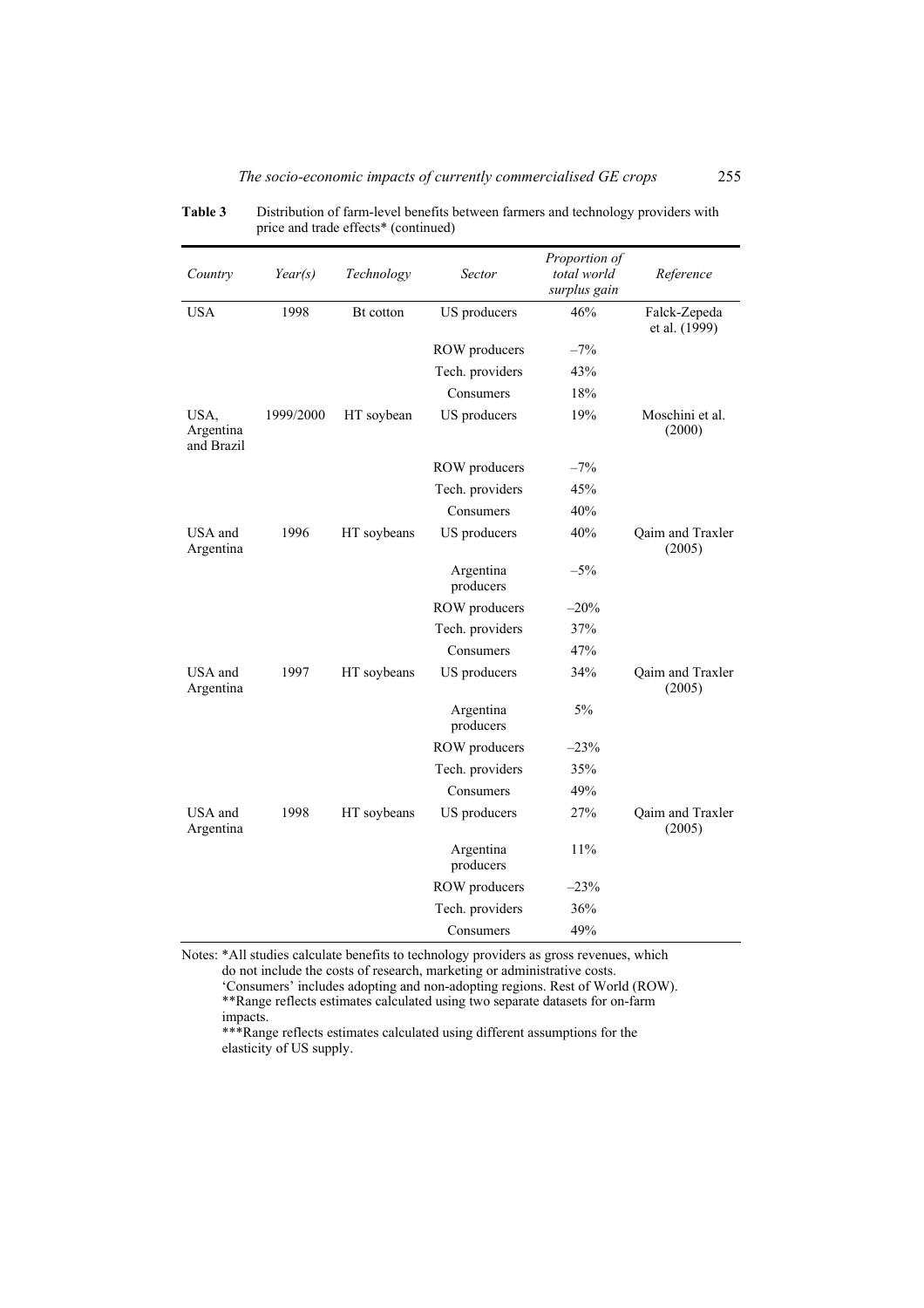**Table 3** Distribution of farm-level benefits between farmers and technology providers with price and trade effects* (continued)

| *Country* | *Year(s)* | *Technology* | *Sector* | *Proportion of total world surplus gain* | *Reference* |
|---|---|---|---|---|---|
| USA | 1998 | Bt cotton | US producers | 46% | Falck-Zepeda et al. (1999) |
| | | | ROW producers | –7% | |
| | | | Tech. providers | 43% | |
| | | | Consumers | 18% | |
| USA, Argentina and Brazil | 1999/2000 | HT soybean | US producers | 19% | Moschini et al. (2000) |
| | | | ROW producers | –7% | |
| | | | Tech. providers | 45% | |
| | | | Consumers | 40% | |
| USA and Argentina | 1996 | HT soybeans | US producers | 40% | Qaim and Traxler (2005) |
| | | | Argentina producers | –5% | |
| | | | ROW producers | –20% | |
| | | | Tech. providers | 37% | |
| | | | Consumers | 47% | |
| USA and Argentina | 1997 | HT soybeans | US producers | 34% | Qaim and Traxler (2005) |
| | | | Argentina producers | 5% | |
| | | | ROW producers | –23% | |
| | | | Tech. providers | 35% | |
| | | | Consumers | 49% | |
| USA and Argentina | 1998 | HT soybeans | US producers | 27% | Qaim and Traxler (2005) |
| | | | Argentina producers | 11% | |
| | | | ROW producers | –23% | |
| | | | Tech. providers | 36% | |
| | | | Consumers | 49% | |

Notes: *All studies calculate benefits to technology providers as gross revenues, which do not include the costs of research, marketing or administrative costs.
'Consumers' includes adopting and non-adopting regions. Rest of World (ROW).
**Range reflects estimates calculated using two separate datasets for on-farm impacts.
***Range reflects estimates calculated using different assumptions for the elasticity of US supply.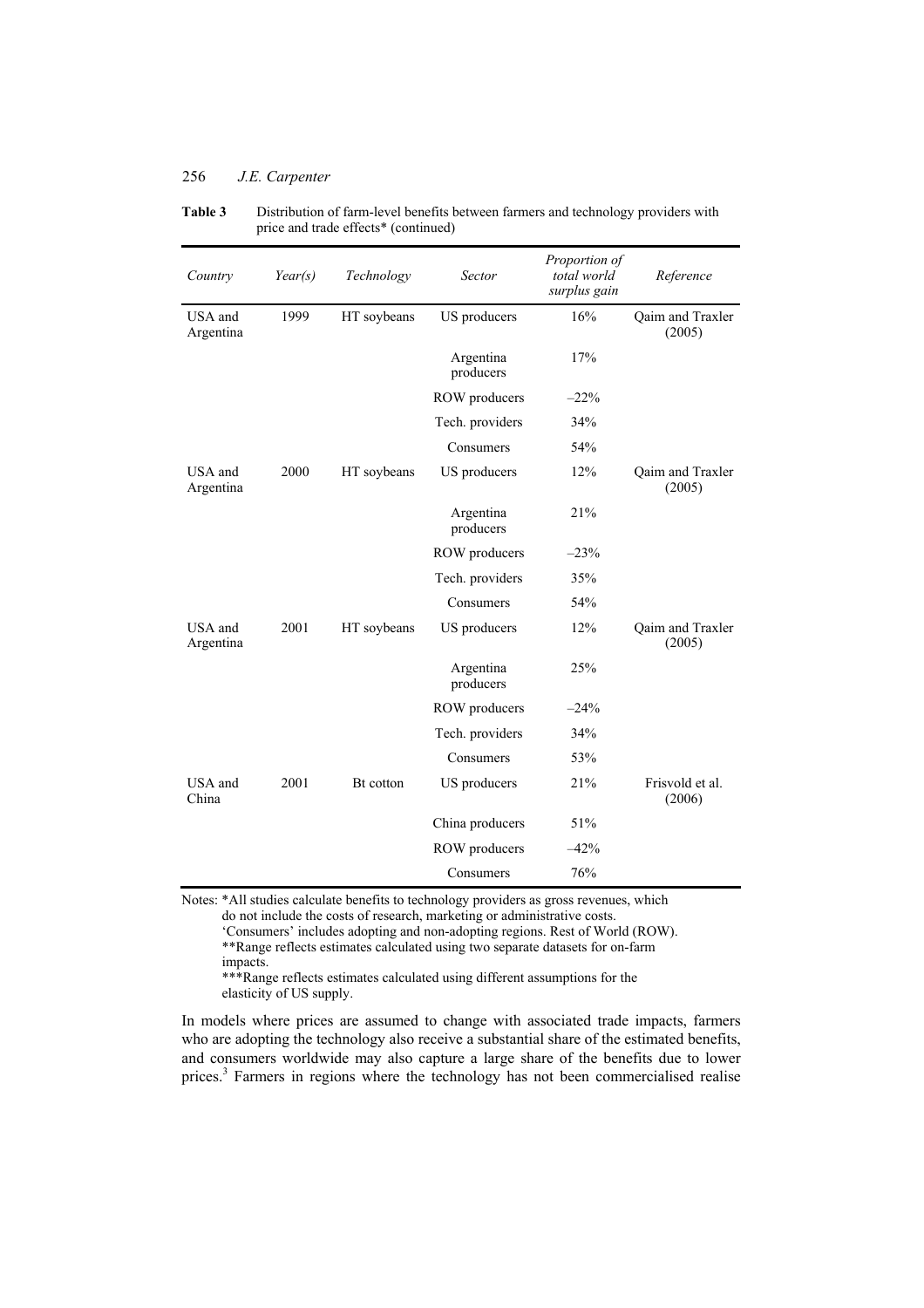**Table 3** Distribution of farm-level benefits between farmers and technology providers with price and trade effects* (continued)

| *Country* | *Year(s)* | *Technology* | *Sector* | *Proportion of total world surplus gain* | *Reference* |
|---|---|---|---|---|---|
| USA and Argentina | 1999 | HT soybeans | US producers | 16% | Qaim and Traxler (2005) |
| | | | Argentina producers | 17% | |
| | | | ROW producers | –22% | |
| | | | Tech. providers | 34% | |
| | | | Consumers | 54% | |
| USA and Argentina | 2000 | HT soybeans | US producers | 12% | Qaim and Traxler (2005) |
| | | | Argentina producers | 21% | |
| | | | ROW producers | –23% | |
| | | | Tech. providers | 35% | |
| | | | Consumers | 54% | |
| USA and Argentina | 2001 | HT soybeans | US producers | 12% | Qaim and Traxler (2005) |
| | | | Argentina producers | 25% | |
| | | | ROW producers | –24% | |
| | | | Tech. providers | 34% | |
| | | | Consumers | 53% | |
| USA and China | 2001 | Bt cotton | US producers | 21% | Frisvold et al. (2006) |
| | | | China producers | 51% | |
| | | | ROW producers | –42% | |
| | | | Consumers | 76% | |

Notes: *All studies calculate benefits to technology providers as gross revenues, which do not include the costs of research, marketing or administrative costs.
'Consumers' includes adopting and non-adopting regions. Rest of World (ROW).
**Range reflects estimates calculated using two separate datasets for on-farm impacts.
***Range reflects estimates calculated using different assumptions for the elasticity of US supply.

In models where prices are assumed to change with associated trade impacts, farmers who are adopting the technology also receive a substantial share of the estimated benefits, and consumers worldwide may also capture a large share of the benefits due to lower prices.[3] Farmers in regions where the technology has not been commercialised realise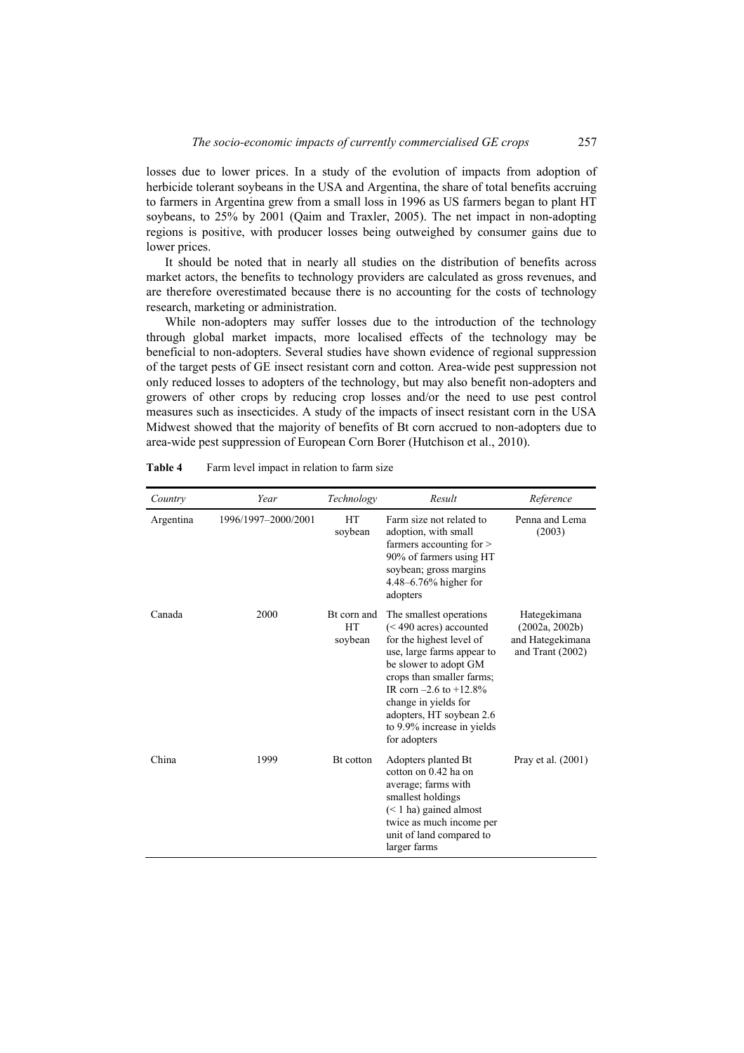losses due to lower prices. In a study of the evolution of impacts from adoption of herbicide tolerant soybeans in the USA and Argentina, the share of total benefits accruing to farmers in Argentina grew from a small loss in 1996 as US farmers began to plant HT soybeans, to 25% by 2001 (Qaim and Traxler, 2005). The net impact in non-adopting regions is positive, with producer losses being outweighed by consumer gains due to lower prices.

It should be noted that in nearly all studies on the distribution of benefits across market actors, the benefits to technology providers are calculated as gross revenues, and are therefore overestimated because there is no accounting for the costs of technology research, marketing or administration.

While non-adopters may suffer losses due to the introduction of the technology through global market impacts, more localised effects of the technology may be beneficial to non-adopters. Several studies have shown evidence of regional suppression of the target pests of GE insect resistant corn and cotton. Area-wide pest suppression not only reduced losses to adopters of the technology, but may also benefit non-adopters and growers of other crops by reducing crop losses and/or the need to use pest control measures such as insecticides. A study of the impacts of insect resistant corn in the USA Midwest showed that the majority of benefits of Bt corn accrued to non-adopters due to area-wide pest suppression of European Corn Borer (Hutchison et al., 2010).

**Table 4** Farm level impact in relation to farm size

| *Country* | *Year* | *Technology* | *Result* | *Reference* |
|---|---|---|---|---|
| Argentina | 1996/1997–2000/2001 | HT soybean | Farm size not related to adoption, with small farmers accounting for > 90% of farmers using HT soybean; gross margins 4.48–6.76% higher for adopters | Penna and Lema (2003) |
| Canada | 2000 | Bt corn and HT soybean | The smallest operations (< 490 acres) accounted for the highest level of use, large farms appear to be slower to adopt GM crops than smaller farms; IR corn –2.6 to +12.8% change in yields for adopters, HT soybean 2.6 to 9.9% increase in yields for adopters | Hategekimana (2002a, 2002b) and Hategekimana and Trant (2002) |
| China | 1999 | Bt cotton | Adopters planted Bt cotton on 0.42 ha on average; farms with smallest holdings (< 1 ha) gained almost twice as much income per unit of land compared to larger farms | Pray et al. (2001) |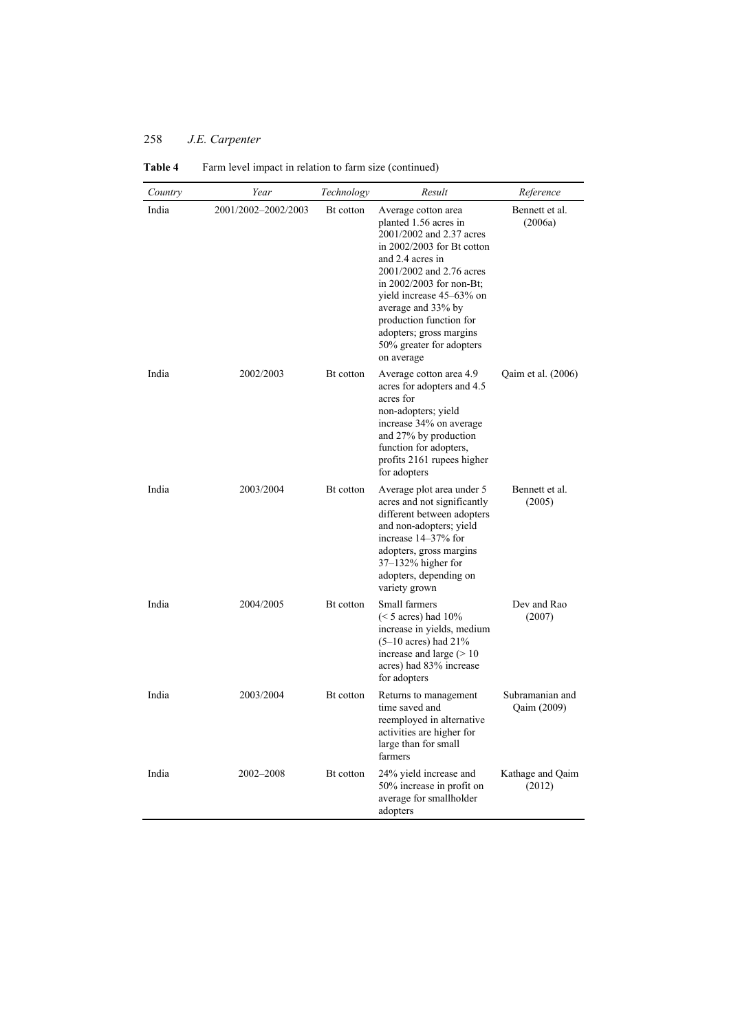**Table 4** Farm level impact in relation to farm size (continued)

| *Country* | *Year* | *Technology* | *Result* | *Reference* |
|---|---|---|---|---|
| India | 2001/2002–2002/2003 | Bt cotton | Average cotton area planted 1.56 acres in 2001/2002 and 2.37 acres in 2002/2003 for Bt cotton and 2.4 acres in 2001/2002 and 2.76 acres in 2002/2003 for non-Bt; yield increase 45–63% on average and 33% by production function for adopters; gross margins 50% greater for adopters on average | Bennett et al. (2006a) |
| India | 2002/2003 | Bt cotton | Average cotton area 4.9 acres for adopters and 4.5 acres for non-adopters; yield increase 34% on average and 27% by production function for adopters, profits 2161 rupees higher for adopters | Qaim et al. (2006) |
| India | 2003/2004 | Bt cotton | Average plot area under 5 acres and not significantly different between adopters and non-adopters; yield increase 14–37% for adopters, gross margins 37–132% higher for adopters, depending on variety grown | Bennett et al. (2005) |
| India | 2004/2005 | Bt cotton | Small farmers (< 5 acres) had 10% increase in yields, medium (5–10 acres) had 21% increase and large (> 10 acres) had 83% increase for adopters | Dev and Rao (2007) |
| India | 2003/2004 | Bt cotton | Returns to management time saved and reemployed in alternative activities are higher for large than for small farmers | Subramanian and Qaim (2009) |
| India | 2002–2008 | Bt cotton | 24% yield increase and 50% increase in profit on average for smallholder adopters | Kathage and Qaim (2012) |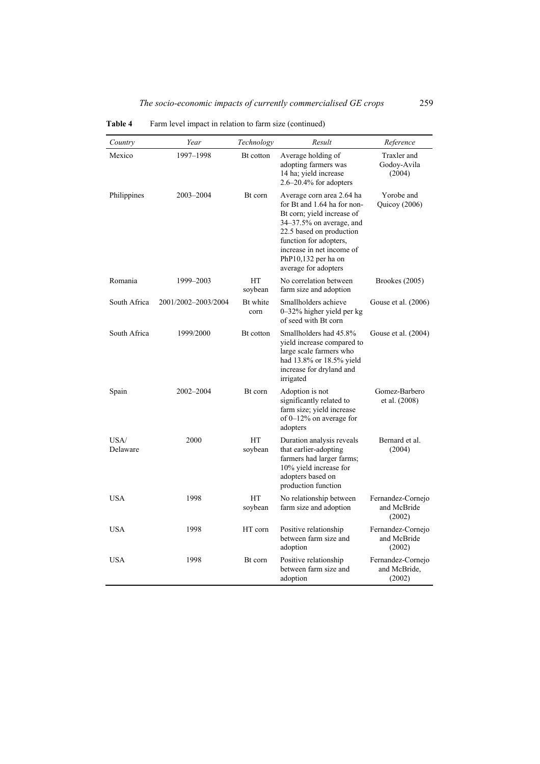**Table 4** Farm level impact in relation to farm size (continued)

| *Country* | *Year* | *Technology* | *Result* | *Reference* |
|---|---|---|---|---|
| Mexico | 1997–1998 | Bt cotton | Average holding of adopting farmers was 14 ha; yield increase 2.6–20.4% for adopters | Traxler and Godoy-Avila (2004) |
| Philippines | 2003–2004 | Bt corn | Average corn area 2.64 ha for Bt and 1.64 ha for non-Bt corn; yield increase of 34–37.5% on average, and 22.5 based on production function for adopters, increase in net income of PhP10,132 per ha on average for adopters | Yorobe and Quicoy (2006) |
| Romania | 1999–2003 | HT soybean | No correlation between farm size and adoption | Brookes (2005) |
| South Africa | 2001/2002–2003/2004 | Bt white corn | Smallholders achieve 0–32% higher yield per kg of seed with Bt corn | Gouse et al. (2006) |
| South Africa | 1999/2000 | Bt cotton | Smallholders had 45.8% yield increase compared to large scale farmers who had 13.8% or 18.5% yield increase for dryland and irrigated | Gouse et al. (2004) |
| Spain | 2002–2004 | Bt corn | Adoption is not significantly related to farm size; yield increase of 0–12% on average for adopters | Gomez-Barbero et al. (2008) |
| USA/ Delaware | 2000 | HT soybean | Duration analysis reveals that earlier-adopting farmers had larger farms; 10% yield increase for adopters based on production function | Bernard et al. (2004) |
| USA | 1998 | HT soybean | No relationship between farm size and adoption | Fernandez-Cornejo and McBride (2002) |
| USA | 1998 | HT corn | Positive relationship between farm size and adoption | Fernandez-Cornejo and McBride (2002) |
| USA | 1998 | Bt corn | Positive relationship between farm size and adoption | Fernandez-Cornejo and McBride, (2002) |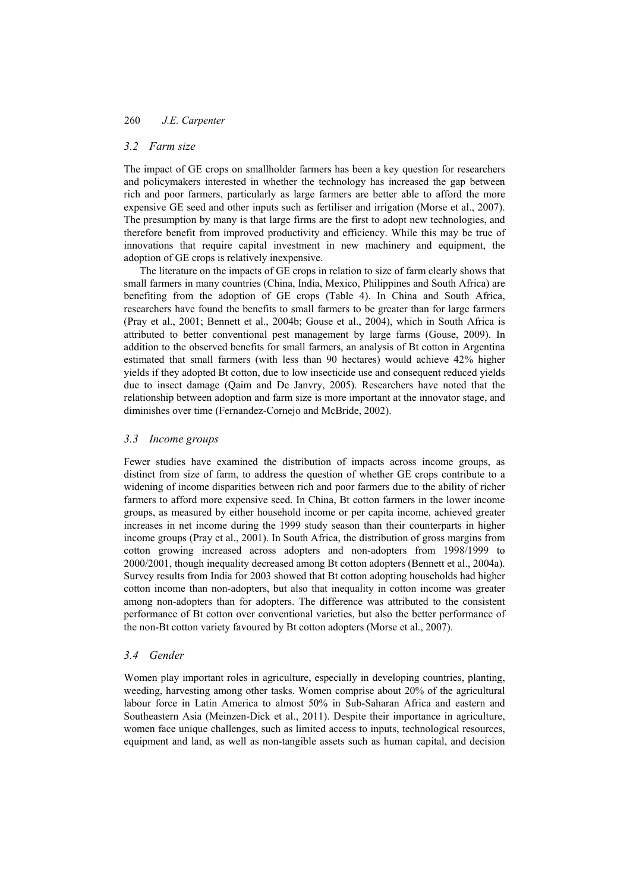### 3.2 Farm size

The impact of GE crops on smallholder farmers has been a key question for researchers and policymakers interested in whether the technology has increased the gap between rich and poor farmers, particularly as large farmers are better able to afford the more expensive GE seed and other inputs such as fertiliser and irrigation (Morse et al., 2007). The presumption by many is that large firms are the first to adopt new technologies, and therefore benefit from improved productivity and efficiency. While this may be true of innovations that require capital investment in new machinery and equipment, the adoption of GE crops is relatively inexpensive.

The literature on the impacts of GE crops in relation to size of farm clearly shows that small farmers in many countries (China, India, Mexico, Philippines and South Africa) are benefiting from the adoption of GE crops (Table 4). In China and South Africa, researchers have found the benefits to small farmers to be greater than for large farmers (Pray et al., 2001; Bennett et al., 2004b; Gouse et al., 2004), which in South Africa is attributed to better conventional pest management by large farms (Gouse, 2009). In addition to the observed benefits for small farmers, an analysis of Bt cotton in Argentina estimated that small farmers (with less than 90 hectares) would achieve 42% higher yields if they adopted Bt cotton, due to low insecticide use and consequent reduced yields due to insect damage (Qaim and De Janvry, 2005). Researchers have noted that the relationship between adoption and farm size is more important at the innovator stage, and diminishes over time (Fernandez-Cornejo and McBride, 2002).

### 3.3 Income groups

Fewer studies have examined the distribution of impacts across income groups, as distinct from size of farm, to address the question of whether GE crops contribute to a widening of income disparities between rich and poor farmers due to the ability of richer farmers to afford more expensive seed. In China, Bt cotton farmers in the lower income groups, as measured by either household income or per capita income, achieved greater increases in net income during the 1999 study season than their counterparts in higher income groups (Pray et al., 2001). In South Africa, the distribution of gross margins from cotton growing increased across adopters and non-adopters from 1998/1999 to 2000/2001, though inequality decreased among Bt cotton adopters (Bennett et al., 2004a). Survey results from India for 2003 showed that Bt cotton adopting households had higher cotton income than non-adopters, but also that inequality in cotton income was greater among non-adopters than for adopters. The difference was attributed to the consistent performance of Bt cotton over conventional varieties, but also the better performance of the non-Bt cotton variety favoured by Bt cotton adopters (Morse et al., 2007).

### 3.4 Gender

Women play important roles in agriculture, especially in developing countries, planting, weeding, harvesting among other tasks. Women comprise about 20% of the agricultural labour force in Latin America to almost 50% in Sub-Saharan Africa and eastern and Southeastern Asia (Meinzen-Dick et al., 2011). Despite their importance in agriculture, women face unique challenges, such as limited access to inputs, technological resources, equipment and land, as well as non-tangible assets such as human capital, and decision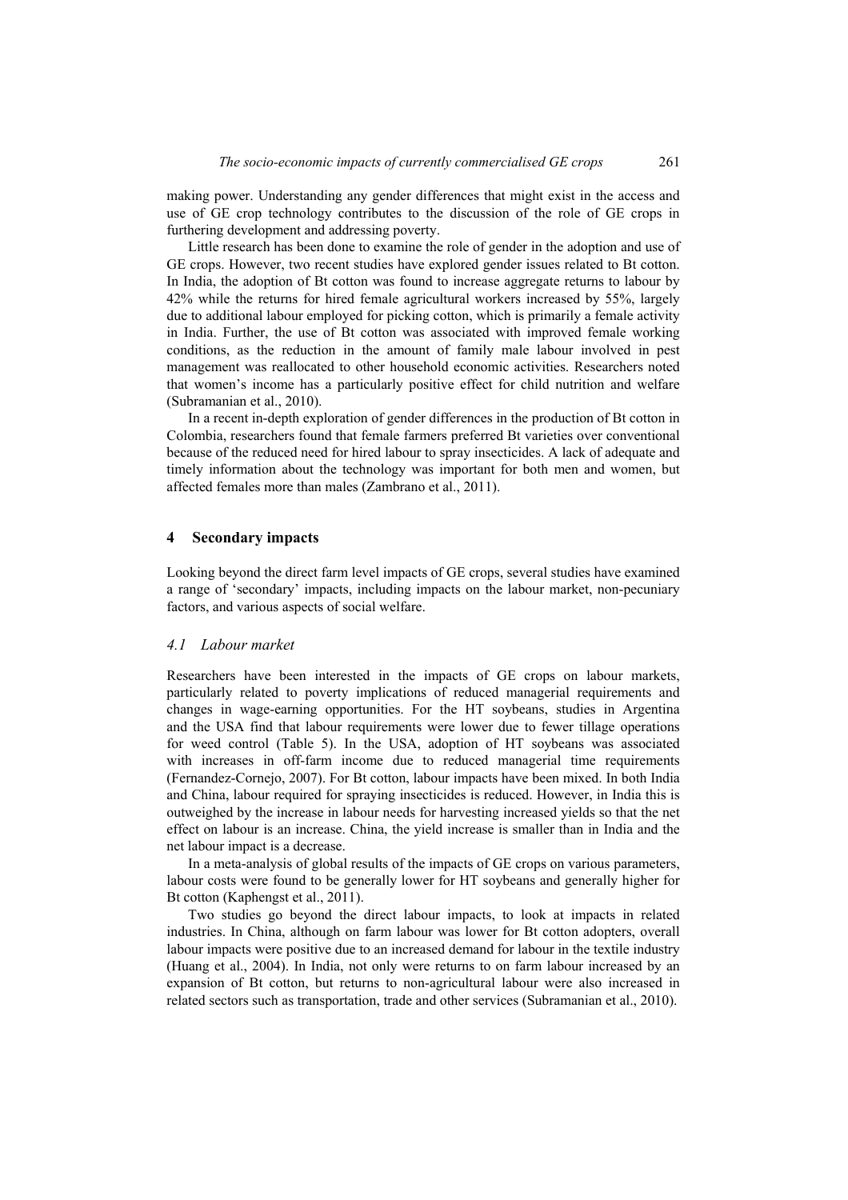making power. Understanding any gender differences that might exist in the access and use of GE crop technology contributes to the discussion of the role of GE crops in furthering development and addressing poverty.

Little research has been done to examine the role of gender in the adoption and use of GE crops. However, two recent studies have explored gender issues related to Bt cotton. In India, the adoption of Bt cotton was found to increase aggregate returns to labour by 42% while the returns for hired female agricultural workers increased by 55%, largely due to additional labour employed for picking cotton, which is primarily a female activity in India. Further, the use of Bt cotton was associated with improved female working conditions, as the reduction in the amount of family male labour involved in pest management was reallocated to other household economic activities. Researchers noted that women's income has a particularly positive effect for child nutrition and welfare (Subramanian et al., 2010).

In a recent in-depth exploration of gender differences in the production of Bt cotton in Colombia, researchers found that female farmers preferred Bt varieties over conventional because of the reduced need for hired labour to spray insecticides. A lack of adequate and timely information about the technology was important for both men and women, but affected females more than males (Zambrano et al., 2011).

## 4 Secondary impacts

Looking beyond the direct farm level impacts of GE crops, several studies have examined a range of 'secondary' impacts, including impacts on the labour market, non-pecuniary factors, and various aspects of social welfare.

### *4.1 Labour market*

Researchers have been interested in the impacts of GE crops on labour markets, particularly related to poverty implications of reduced managerial requirements and changes in wage-earning opportunities. For the HT soybeans, studies in Argentina and the USA find that labour requirements were lower due to fewer tillage operations for weed control (Table 5). In the USA, adoption of HT soybeans was associated with increases in off-farm income due to reduced managerial time requirements (Fernandez-Cornejo, 2007). For Bt cotton, labour impacts have been mixed. In both India and China, labour required for spraying insecticides is reduced. However, in India this is outweighed by the increase in labour needs for harvesting increased yields so that the net effect on labour is an increase. China, the yield increase is smaller than in India and the net labour impact is a decrease.

In a meta-analysis of global results of the impacts of GE crops on various parameters, labour costs were found to be generally lower for HT soybeans and generally higher for Bt cotton (Kaphengst et al., 2011).

Two studies go beyond the direct labour impacts, to look at impacts in related industries. In China, although on farm labour was lower for Bt cotton adopters, overall labour impacts were positive due to an increased demand for labour in the textile industry (Huang et al., 2004). In India, not only were returns to on farm labour increased by an expansion of Bt cotton, but returns to non-agricultural labour were also increased in related sectors such as transportation, trade and other services (Subramanian et al., 2010).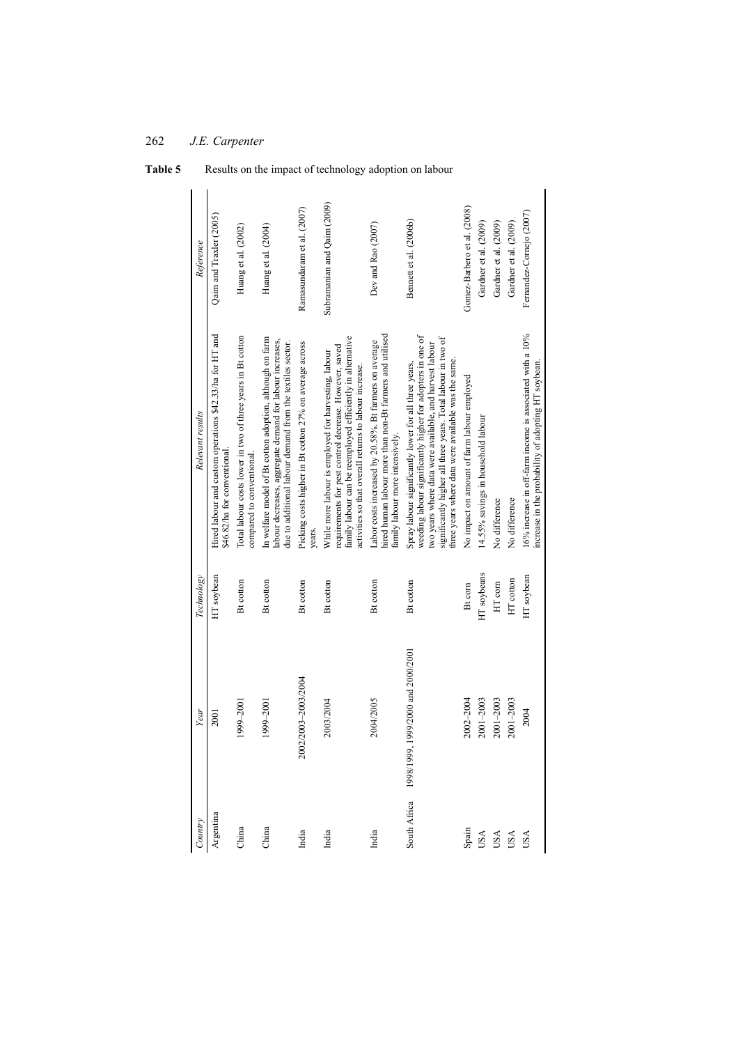**Table 5** Results on the impact of technology adoption on labour

| Country | Year | Technology | Relevant results | Reference |
|---|---|---|---|---|
| Argentina | 2001 | HT soybean | Hired labour and custom operations $42.33/ha for HT and $46.82/ha for conventional. | Qaim and Traxler (2005) |
| China | 1999–2001 | Bt cotton | Total labour costs lower in two of three years in Bt cotton compared to conventional. | Huang et al. (2002) |
| China | 1999–2001 | Bt cotton | In welfare model of Bt cotton adoption, although on farm labour decreases, aggregate demand for labour increases, due to additional labour demand from the textiles sector. | Huang et al. (2004) |
| India | 2002/2003–2003/2004 | Bt cotton | Picking costs higher in Bt cotton 27% on average across years. | Ramasundaram et al. (2007) |
| India | 2003/2004 | Bt cotton | While more labour is employed for harvesting, labour requirements for pest control decrease. However, saved family labour can be reemployed efficiently in alternative activities so that overall returns to labour increase. | Subramanian and Qaim (2009) |
| India | 2004/2005 | Bt cotton | Labor costs increased by 20.58%. Bt farmers on average hired human labour more than non-Bt farmers and utilised family labour more intensively. | Dev and Rao (2007) |
| South Africa | 1998/1999, 1999/2000 and 2000/2001 | Bt cotton | Spray labour significantly lower for all three years, weeding labour significantly higher for adopters in one of two years where data were available, and harvest labour significantly higher all three years. Total labour in two of three years where data were available was the same. | Bennett et al. (2006b) |
| Spain | 2002–2004 | Bt corn | No impact on amount of farm labour employed | Gomez-Barbero et al. (2008) |
| USA | 2001–2003 | HT soybeans | 14.55% savings in household labour | Gardner et al. (2009) |
| USA | 2001–2003 | HT corn | No difference | Gardner et al. (2009) |
| USA | 2001–2003 | HT cotton | No difference | Gardner et al. (2009) |
| USA | 2004 | HT soybean | 16% increase in off-farm income is associated with a 10% increase in the probability of adopting HT soybean. | Fernandez-Cornejo (2007) |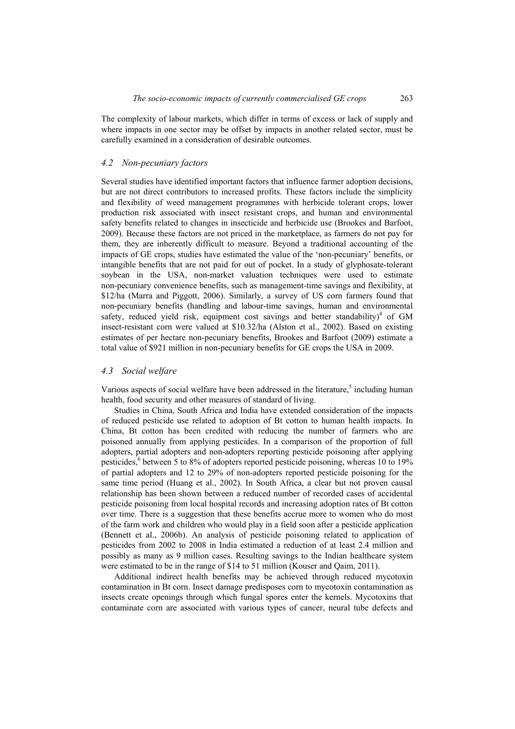The complexity of labour markets, which differ in terms of excess or lack of supply and where impacts in one sector may be offset by impacts in another related sector, must be carefully examined in a consideration of desirable outcomes.

### *4.2 Non-pecuniary factors*

Several studies have identified important factors that influence farmer adoption decisions, but are not direct contributors to increased profits. These factors include the simplicity and flexibility of weed management programmes with herbicide tolerant crops, lower production risk associated with insect resistant crops, and human and environmental safety benefits related to changes in insecticide and herbicide use (Brookes and Barfoot, 2009). Because these factors are not priced in the marketplace, as farmers do not pay for them, they are inherently difficult to measure. Beyond a traditional accounting of the impacts of GE crops, studies have estimated the value of the 'non-pecuniary' benefits, or intangible benefits that are not paid for out of pocket. In a study of glyphosate-tolerant soybean in the USA, non-market valuation techniques were used to estimate non-pecuniary convenience benefits, such as management-time savings and flexibility, at \$12/ha (Marra and Piggott, 2006). Similarly, a survey of US corn farmers found that non-pecuniary benefits (handling and labour-time savings, human and environmental safety, reduced yield risk, equipment cost savings and better standability)[4] of GM insect-resistant corn were valued at \$10.32/ha (Alston et al., 2002). Based on existing estimates of per hectare non-pecuniary benefits, Brookes and Barfoot (2009) estimate a total value of \$921 million in non-pecuniary benefits for GE crops the USA in 2009.

### *4.3 Social welfare*

Various aspects of social welfare have been addressed in the literature,[5] including human health, food security and other measures of standard of living.

Studies in China, South Africa and India have extended consideration of the impacts of reduced pesticide use related to adoption of Bt cotton to human health impacts. In China, Bt cotton has been credited with reducing the number of farmers who are poisoned annually from applying pesticides. In a comparison of the proportion of full adopters, partial adopters and non-adopters reporting pesticide poisoning after applying pesticides,[6] between 5 to 8% of adopters reported pesticide poisoning, whereas 10 to 19% of partial adopters and 12 to 29% of non-adopters reported pesticide poisoning for the same time period (Huang et al., 2002). In South Africa, a clear but not proven causal relationship has been shown between a reduced number of recorded cases of accidental pesticide poisoning from local hospital records and increasing adoption rates of Bt cotton over time. There is a suggestion that these benefits accrue more to women who do most of the farm work and children who would play in a field soon after a pesticide application (Bennett et al., 2006b). An analysis of pesticide poisoning related to application of pesticides from 2002 to 2008 in India estimated a reduction of at least 2.4 million and possibly as many as 9 million cases. Resulting savings to the Indian healthcare system were estimated to be in the range of \$14 to 51 million (Kouser and Qaim, 2011).

Additional indirect health benefits may be achieved through reduced mycotoxin contamination in Bt corn. Insect damage predisposes corn to mycotoxin contamination as insects create openings through which fungal spores enter the kernels. Mycotoxins that contaminate corn are associated with various types of cancer, neural tube defects and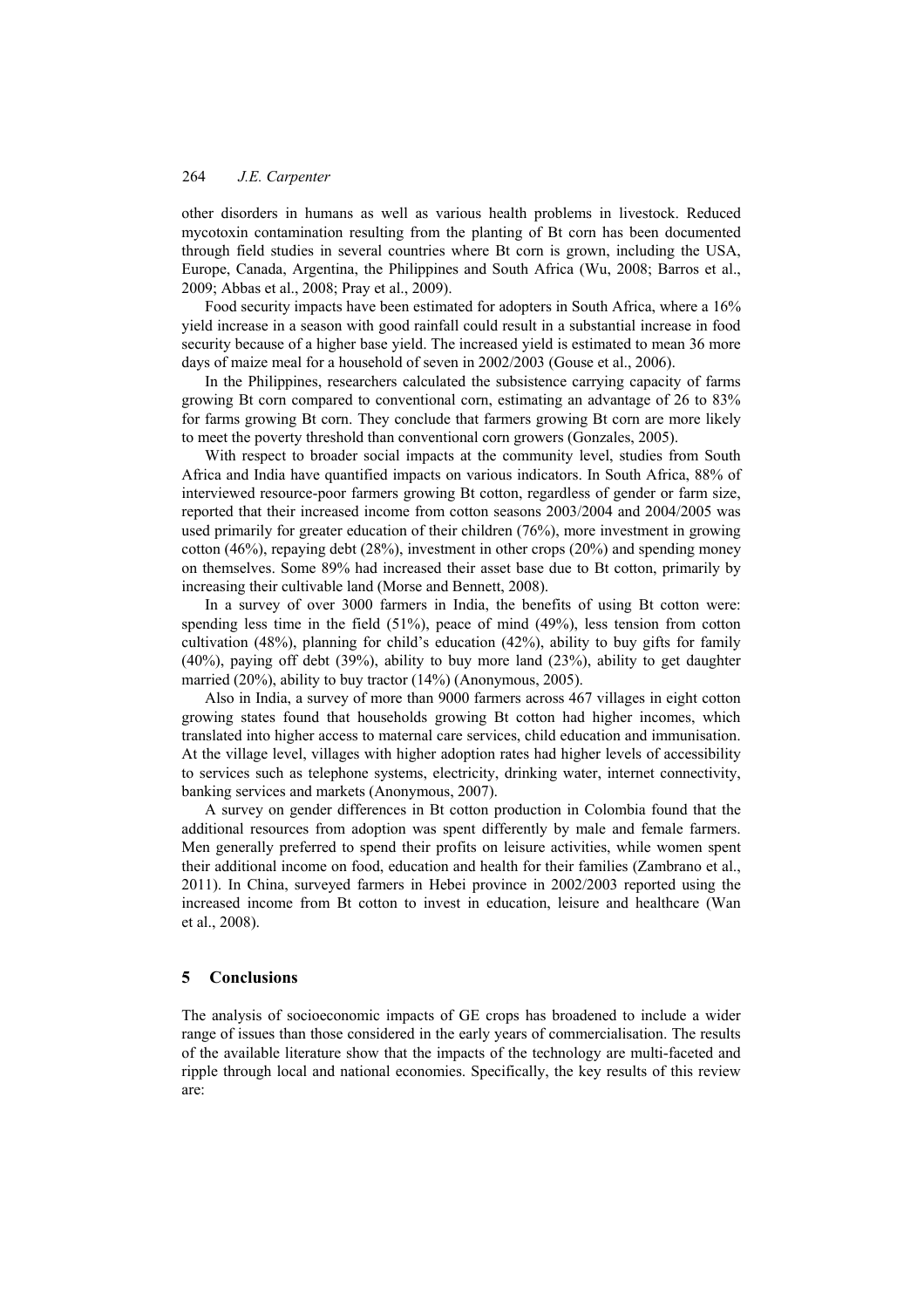other disorders in humans as well as various health problems in livestock. Reduced mycotoxin contamination resulting from the planting of Bt corn has been documented through field studies in several countries where Bt corn is grown, including the USA, Europe, Canada, Argentina, the Philippines and South Africa (Wu, 2008; Barros et al., 2009; Abbas et al., 2008; Pray et al., 2009).

Food security impacts have been estimated for adopters in South Africa, where a 16% yield increase in a season with good rainfall could result in a substantial increase in food security because of a higher base yield. The increased yield is estimated to mean 36 more days of maize meal for a household of seven in 2002/2003 (Gouse et al., 2006).

In the Philippines, researchers calculated the subsistence carrying capacity of farms growing Bt corn compared to conventional corn, estimating an advantage of 26 to 83% for farms growing Bt corn. They conclude that farmers growing Bt corn are more likely to meet the poverty threshold than conventional corn growers (Gonzales, 2005).

With respect to broader social impacts at the community level, studies from South Africa and India have quantified impacts on various indicators. In South Africa, 88% of interviewed resource-poor farmers growing Bt cotton, regardless of gender or farm size, reported that their increased income from cotton seasons 2003/2004 and 2004/2005 was used primarily for greater education of their children (76%), more investment in growing cotton (46%), repaying debt (28%), investment in other crops (20%) and spending money on themselves. Some 89% had increased their asset base due to Bt cotton, primarily by increasing their cultivable land (Morse and Bennett, 2008).

In a survey of over 3000 farmers in India, the benefits of using Bt cotton were: spending less time in the field (51%), peace of mind (49%), less tension from cotton cultivation (48%), planning for child's education (42%), ability to buy gifts for family (40%), paying off debt (39%), ability to buy more land (23%), ability to get daughter married (20%), ability to buy tractor (14%) (Anonymous, 2005).

Also in India, a survey of more than 9000 farmers across 467 villages in eight cotton growing states found that households growing Bt cotton had higher incomes, which translated into higher access to maternal care services, child education and immunisation. At the village level, villages with higher adoption rates had higher levels of accessibility to services such as telephone systems, electricity, drinking water, internet connectivity, banking services and markets (Anonymous, 2007).

A survey on gender differences in Bt cotton production in Colombia found that the additional resources from adoption was spent differently by male and female farmers. Men generally preferred to spend their profits on leisure activities, while women spent their additional income on food, education and health for their families (Zambrano et al., 2011). In China, surveyed farmers in Hebei province in 2002/2003 reported using the increased income from Bt cotton to invest in education, leisure and healthcare (Wan et al., 2008).

## 5 Conclusions

The analysis of socioeconomic impacts of GE crops has broadened to include a wider range of issues than those considered in the early years of commercialisation. The results of the available literature show that the impacts of the technology are multi-faceted and ripple through local and national economies. Specifically, the key results of this review are: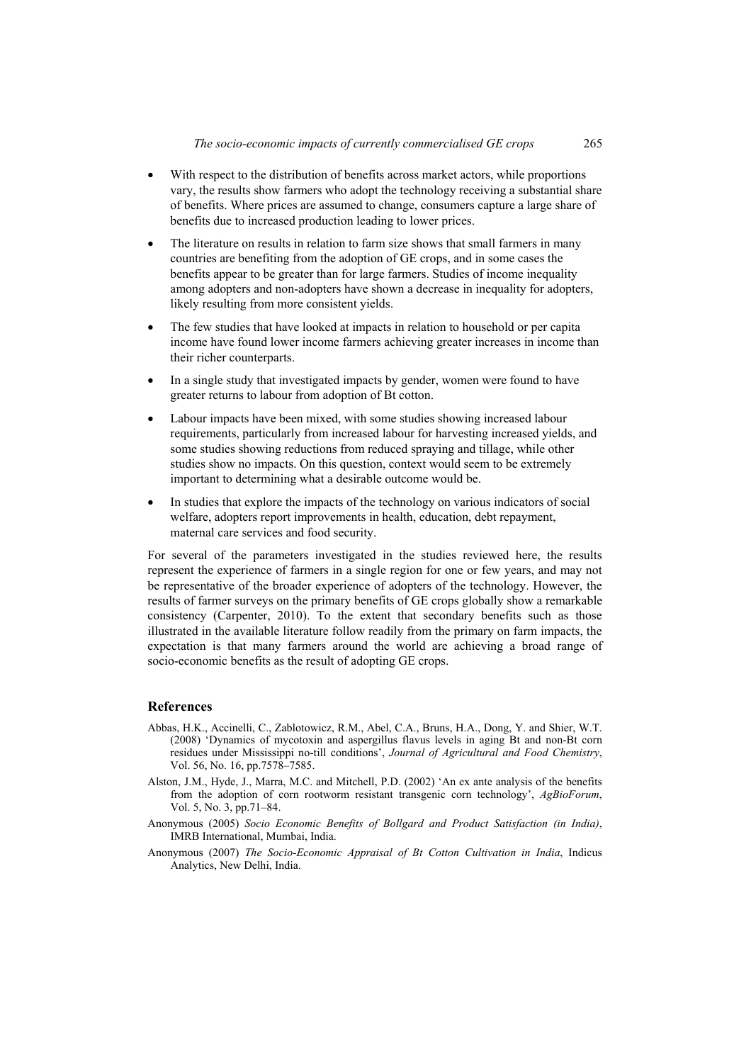- With respect to the distribution of benefits across market actors, while proportions vary, the results show farmers who adopt the technology receiving a substantial share of benefits. Where prices are assumed to change, consumers capture a large share of benefits due to increased production leading to lower prices.
- The literature on results in relation to farm size shows that small farmers in many countries are benefiting from the adoption of GE crops, and in some cases the benefits appear to be greater than for large farmers. Studies of income inequality among adopters and non-adopters have shown a decrease in inequality for adopters, likely resulting from more consistent yields.
- The few studies that have looked at impacts in relation to household or per capita income have found lower income farmers achieving greater increases in income than their richer counterparts.
- In a single study that investigated impacts by gender, women were found to have greater returns to labour from adoption of Bt cotton.
- Labour impacts have been mixed, with some studies showing increased labour requirements, particularly from increased labour for harvesting increased yields, and some studies showing reductions from reduced spraying and tillage, while other studies show no impacts. On this question, context would seem to be extremely important to determining what a desirable outcome would be.
- In studies that explore the impacts of the technology on various indicators of social welfare, adopters report improvements in health, education, debt repayment, maternal care services and food security.

For several of the parameters investigated in the studies reviewed here, the results represent the experience of farmers in a single region for one or few years, and may not be representative of the broader experience of adopters of the technology. However, the results of farmer surveys on the primary benefits of GE crops globally show a remarkable consistency (Carpenter, 2010). To the extent that secondary benefits such as those illustrated in the available literature follow readily from the primary on farm impacts, the expectation is that many farmers around the world are achieving a broad range of socio-economic benefits as the result of adopting GE crops.

## References

Abbas, H.K., Accinelli, C., Zablotowicz, R.M., Abel, C.A., Bruns, H.A., Dong, Y. and Shier, W.T. (2008) 'Dynamics of mycotoxin and aspergillus flavus levels in aging Bt and non-Bt corn residues under Mississippi no-till conditions', *Journal of Agricultural and Food Chemistry*, Vol. 56, No. 16, pp.7578–7585.

Alston, J.M., Hyde, J., Marra, M.C. and Mitchell, P.D. (2002) 'An ex ante analysis of the benefits from the adoption of corn rootworm resistant transgenic corn technology', *AgBioForum*, Vol. 5, No. 3, pp.71–84.

Anonymous (2005) *Socio Economic Benefits of Bollgard and Product Satisfaction (in India)*, IMRB International, Mumbai, India.

Anonymous (2007) *The Socio-Economic Appraisal of Bt Cotton Cultivation in India*, Indicus Analytics, New Delhi, India.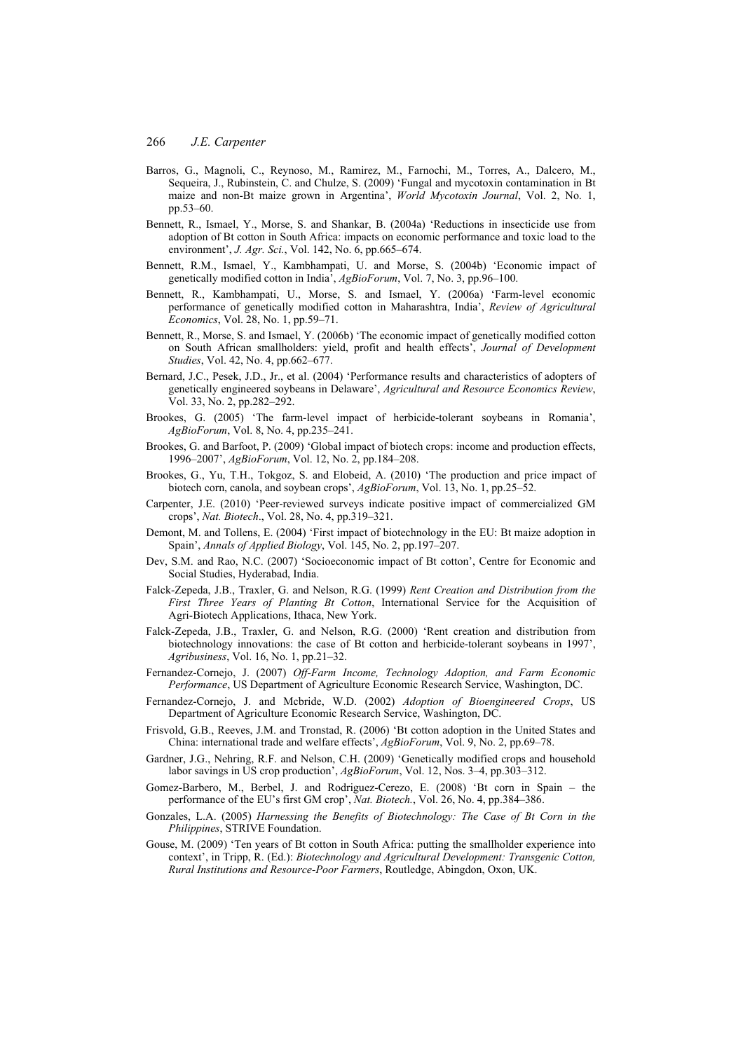Barros, G., Magnoli, C., Reynoso, M., Ramirez, M., Farnochi, M., Torres, A., Dalcero, M., Sequeira, J., Rubinstein, C. and Chulze, S. (2009) 'Fungal and mycotoxin contamination in Bt maize and non-Bt maize grown in Argentina', *World Mycotoxin Journal*, Vol. 2, No. 1, pp.53–60.

Bennett, R., Ismael, Y., Morse, S. and Shankar, B. (2004a) 'Reductions in insecticide use from adoption of Bt cotton in South Africa: impacts on economic performance and toxic load to the environment', *J. Agr. Sci.*, Vol. 142, No. 6, pp.665–674.

Bennett, R.M., Ismael, Y., Kambhampati, U. and Morse, S. (2004b) 'Economic impact of genetically modified cotton in India', *AgBioForum*, Vol. 7, No. 3, pp.96–100.

Bennett, R., Kambhampati, U., Morse, S. and Ismael, Y. (2006a) 'Farm-level economic performance of genetically modified cotton in Maharashtra, India', *Review of Agricultural Economics*, Vol. 28, No. 1, pp.59–71.

Bennett, R., Morse, S. and Ismael, Y. (2006b) 'The economic impact of genetically modified cotton on South African smallholders: yield, profit and health effects', *Journal of Development Studies*, Vol. 42, No. 4, pp.662–677.

Bernard, J.C., Pesek, J.D., Jr., et al. (2004) 'Performance results and characteristics of adopters of genetically engineered soybeans in Delaware', *Agricultural and Resource Economics Review*, Vol. 33, No. 2, pp.282–292.

Brookes, G. (2005) 'The farm-level impact of herbicide-tolerant soybeans in Romania', *AgBioForum*, Vol. 8, No. 4, pp.235–241.

Brookes, G. and Barfoot, P. (2009) 'Global impact of biotech crops: income and production effects, 1996–2007', *AgBioForum*, Vol. 12, No. 2, pp.184–208.

Brookes, G., Yu, T.H., Tokgoz, S. and Elobeid, A. (2010) 'The production and price impact of biotech corn, canola, and soybean crops', *AgBioForum*, Vol. 13, No. 1, pp.25–52.

Carpenter, J.E. (2010) 'Peer-reviewed surveys indicate positive impact of commercialized GM crops', *Nat. Biotech*., Vol. 28, No. 4, pp.319–321.

Demont, M. and Tollens, E. (2004) 'First impact of biotechnology in the EU: Bt maize adoption in Spain', *Annals of Applied Biology*, Vol. 145, No. 2, pp.197–207.

Dev, S.M. and Rao, N.C. (2007) 'Socioeconomic impact of Bt cotton', Centre for Economic and Social Studies, Hyderabad, India.

Falck-Zepeda, J.B., Traxler, G. and Nelson, R.G. (1999) *Rent Creation and Distribution from the First Three Years of Planting Bt Cotton*, International Service for the Acquisition of Agri-Biotech Applications, Ithaca, New York.

Falck-Zepeda, J.B., Traxler, G. and Nelson, R.G. (2000) 'Rent creation and distribution from biotechnology innovations: the case of Bt cotton and herbicide-tolerant soybeans in 1997', *Agribusiness*, Vol. 16, No. 1, pp.21–32.

Fernandez-Cornejo, J. (2007) *Off-Farm Income, Technology Adoption, and Farm Economic Performance*, US Department of Agriculture Economic Research Service, Washington, DC.

Fernandez-Cornejo, J. and Mcbride, W.D. (2002) *Adoption of Bioengineered Crops*, US Department of Agriculture Economic Research Service, Washington, DC.

Frisvold, G.B., Reeves, J.M. and Tronstad, R. (2006) 'Bt cotton adoption in the United States and China: international trade and welfare effects', *AgBioForum*, Vol. 9, No. 2, pp.69–78.

Gardner, J.G., Nehring, R.F. and Nelson, C.H. (2009) 'Genetically modified crops and household labor savings in US crop production', *AgBioForum*, Vol. 12, Nos. 3–4, pp.303–312.

Gomez-Barbero, M., Berbel, J. and Rodriguez-Cerezo, E. (2008) 'Bt corn in Spain – the performance of the EU's first GM crop', *Nat. Biotech.*, Vol. 26, No. 4, pp.384–386.

Gonzales, L.A. (2005) *Harnessing the Benefits of Biotechnology: The Case of Bt Corn in the Philippines*, STRIVE Foundation.

Gouse, M. (2009) 'Ten years of Bt cotton in South Africa: putting the smallholder experience into context', in Tripp, R. (Ed.): *Biotechnology and Agricultural Development: Transgenic Cotton, Rural Institutions and Resource-Poor Farmers*, Routledge, Abingdon, Oxon, UK.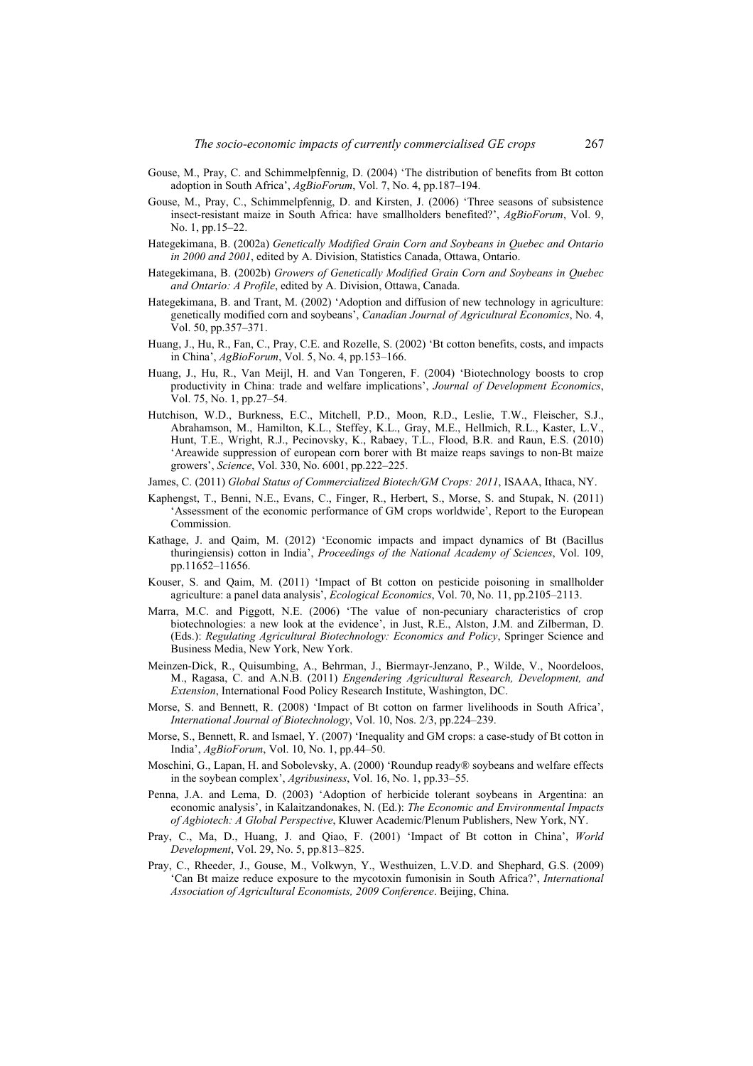Gouse, M., Pray, C. and Schimmelpfennig, D. (2004) 'The distribution of benefits from Bt cotton adoption in South Africa', *AgBioForum*, Vol. 7, No. 4, pp.187–194.

Gouse, M., Pray, C., Schimmelpfennig, D. and Kirsten, J. (2006) 'Three seasons of subsistence insect-resistant maize in South Africa: have smallholders benefited?', *AgBioForum*, Vol. 9, No. 1, pp.15–22.

Hategekimana, B. (2002a) *Genetically Modified Grain Corn and Soybeans in Quebec and Ontario in 2000 and 2001*, edited by A. Division, Statistics Canada, Ottawa, Ontario.

Hategekimana, B. (2002b) *Growers of Genetically Modified Grain Corn and Soybeans in Quebec and Ontario: A Profile*, edited by A. Division, Ottawa, Canada.

Hategekimana, B. and Trant, M. (2002) 'Adoption and diffusion of new technology in agriculture: genetically modified corn and soybeans', *Canadian Journal of Agricultural Economics*, No. 4, Vol. 50, pp.357–371.

Huang, J., Hu, R., Fan, C., Pray, C.E. and Rozelle, S. (2002) 'Bt cotton benefits, costs, and impacts in China', *AgBioForum*, Vol. 5, No. 4, pp.153–166.

Huang, J., Hu, R., Van Meijl, H. and Van Tongeren, F. (2004) 'Biotechnology boosts to crop productivity in China: trade and welfare implications', *Journal of Development Economics*, Vol. 75, No. 1, pp.27–54.

Hutchison, W.D., Burkness, E.C., Mitchell, P.D., Moon, R.D., Leslie, T.W., Fleischer, S.J., Abrahamson, M., Hamilton, K.L., Steffey, K.L., Gray, M.E., Hellmich, R.L., Kaster, L.V., Hunt, T.E., Wright, R.J., Pecinovsky, K., Rabaey, T.L., Flood, B.R. and Raun, E.S. (2010) 'Areawide suppression of european corn borer with Bt maize reaps savings to non-Bt maize growers', *Science*, Vol. 330, No. 6001, pp.222–225.

James, C. (2011) *Global Status of Commercialized Biotech/GM Crops: 2011*, ISAAA, Ithaca, NY.

Kaphengst, T., Benni, N.E., Evans, C., Finger, R., Herbert, S., Morse, S. and Stupak, N. (2011) 'Assessment of the economic performance of GM crops worldwide', Report to the European Commission.

Kathage, J. and Qaim, M. (2012) 'Economic impacts and impact dynamics of Bt (Bacillus thuringiensis) cotton in India', *Proceedings of the National Academy of Sciences*, Vol. 109, pp.11652–11656.

Kouser, S. and Qaim, M. (2011) 'Impact of Bt cotton on pesticide poisoning in smallholder agriculture: a panel data analysis', *Ecological Economics*, Vol. 70, No. 11, pp.2105–2113.

Marra, M.C. and Piggott, N.E. (2006) 'The value of non-pecuniary characteristics of crop biotechnologies: a new look at the evidence', in Just, R.E., Alston, J.M. and Zilberman, D. (Eds.): *Regulating Agricultural Biotechnology: Economics and Policy*, Springer Science and Business Media, New York, New York.

Meinzen-Dick, R., Quisumbing, A., Behrman, J., Biermayr-Jenzano, P., Wilde, V., Noordeloos, M., Ragasa, C. and A.N.B. (2011) *Engendering Agricultural Research, Development, and Extension*, International Food Policy Research Institute, Washington, DC.

Morse, S. and Bennett, R. (2008) 'Impact of Bt cotton on farmer livelihoods in South Africa', *International Journal of Biotechnology*, Vol. 10, Nos. 2/3, pp.224–239.

Morse, S., Bennett, R. and Ismael, Y. (2007) 'Inequality and GM crops: a case-study of Bt cotton in India', *AgBioForum*, Vol. 10, No. 1, pp.44–50.

Moschini, G., Lapan, H. and Sobolevsky, A. (2000) 'Roundup ready® soybeans and welfare effects in the soybean complex', *Agribusiness*, Vol. 16, No. 1, pp.33–55.

Penna, J.A. and Lema, D. (2003) 'Adoption of herbicide tolerant soybeans in Argentina: an economic analysis', in Kalaitzandonakes, N. (Ed.): *The Economic and Environmental Impacts of Agbiotech: A Global Perspective*, Kluwer Academic/Plenum Publishers, New York, NY.

Pray, C., Ma, D., Huang, J. and Qiao, F. (2001) 'Impact of Bt cotton in China', *World Development*, Vol. 29, No. 5, pp.813–825.

Pray, C., Rheeder, J., Gouse, M., Volkwyn, Y., Westhuizen, L.V.D. and Shephard, G.S. (2009) 'Can Bt maize reduce exposure to the mycotoxin fumonisin in South Africa?', *International Association of Agricultural Economists, 2009 Conference*. Beijing, China.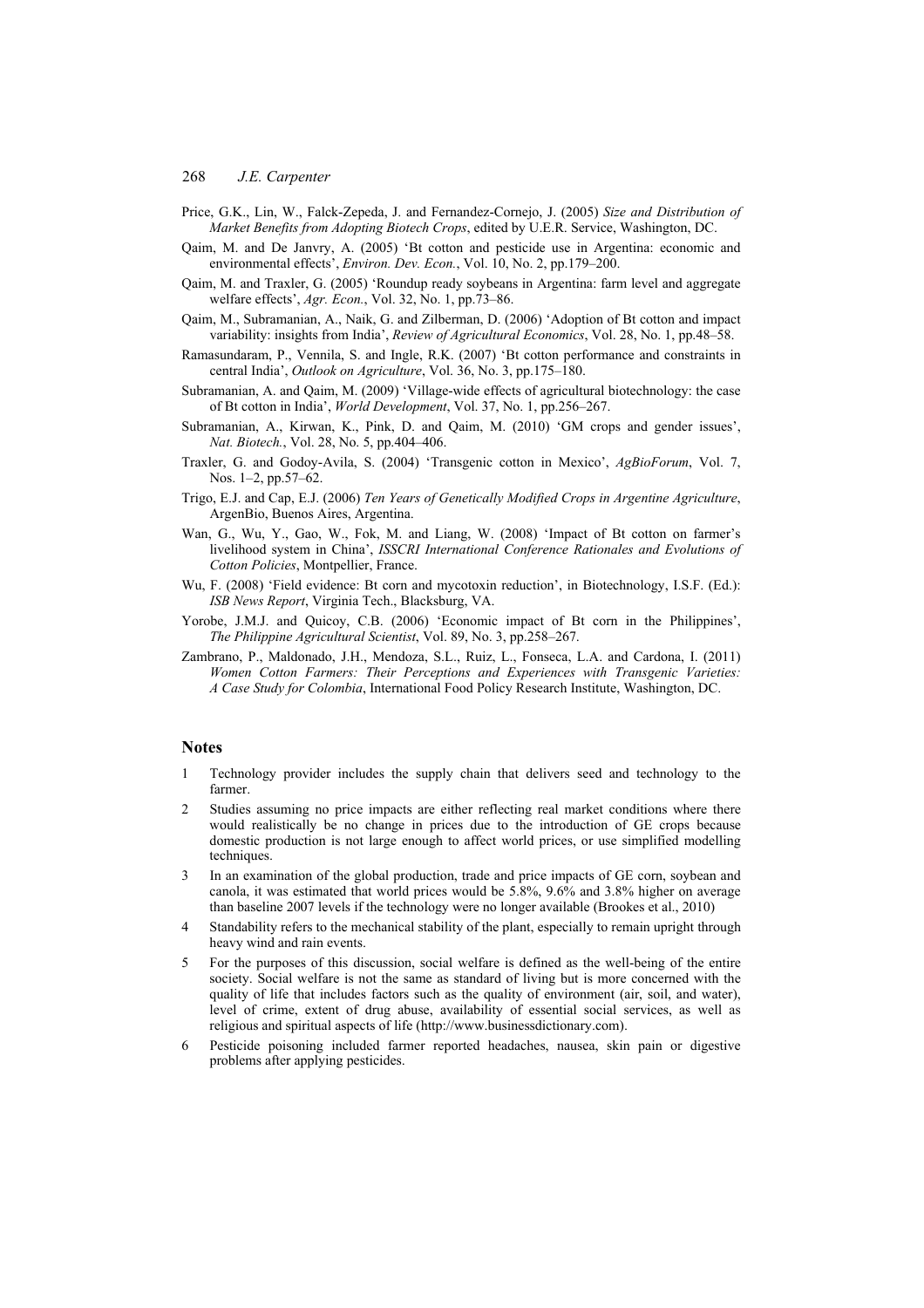Price, G.K., Lin, W., Falck-Zepeda, J. and Fernandez-Cornejo, J. (2005) *Size and Distribution of Market Benefits from Adopting Biotech Crops*, edited by U.E.R. Service, Washington, DC.

Qaim, M. and De Janvry, A. (2005) 'Bt cotton and pesticide use in Argentina: economic and environmental effects', *Environ. Dev. Econ.*, Vol. 10, No. 2, pp.179–200.

Qaim, M. and Traxler, G. (2005) 'Roundup ready soybeans in Argentina: farm level and aggregate welfare effects', *Agr. Econ.*, Vol. 32, No. 1, pp.73–86.

Qaim, M., Subramanian, A., Naik, G. and Zilberman, D. (2006) 'Adoption of Bt cotton and impact variability: insights from India', *Review of Agricultural Economics*, Vol. 28, No. 1, pp.48–58.

Ramasundaram, P., Vennila, S. and Ingle, R.K. (2007) 'Bt cotton performance and constraints in central India', *Outlook on Agriculture*, Vol. 36, No. 3, pp.175–180.

Subramanian, A. and Qaim, M. (2009) 'Village-wide effects of agricultural biotechnology: the case of Bt cotton in India', *World Development*, Vol. 37, No. 1, pp.256–267.

Subramanian, A., Kirwan, K., Pink, D. and Qaim, M. (2010) 'GM crops and gender issues', *Nat. Biotech.*, Vol. 28, No. 5, pp.404–406.

Traxler, G. and Godoy-Avila, S. (2004) 'Transgenic cotton in Mexico', *AgBioForum*, Vol. 7, Nos. 1–2, pp.57–62.

Trigo, E.J. and Cap, E.J. (2006) *Ten Years of Genetically Modified Crops in Argentine Agriculture*, ArgenBio, Buenos Aires, Argentina.

Wan, G., Wu, Y., Gao, W., Fok, M. and Liang, W. (2008) 'Impact of Bt cotton on farmer's livelihood system in China', *ISSCRI International Conference Rationales and Evolutions of Cotton Policies*, Montpellier, France.

Wu, F. (2008) 'Field evidence: Bt corn and mycotoxin reduction', in Biotechnology, I.S.F. (Ed.): *ISB News Report*, Virginia Tech., Blacksburg, VA.

Yorobe, J.M.J. and Quicoy, C.B. (2006) 'Economic impact of Bt corn in the Philippines', *The Philippine Agricultural Scientist*, Vol. 89, No. 3, pp.258–267.

Zambrano, P., Maldonado, J.H., Mendoza, S.L., Ruiz, L., Fonseca, L.A. and Cardona, I. (2011) *Women Cotton Farmers: Their Perceptions and Experiences with Transgenic Varieties: A Case Study for Colombia*, International Food Policy Research Institute, Washington, DC.

## Notes

1. Technology provider includes the supply chain that delivers seed and technology to the farmer.
2. Studies assuming no price impacts are either reflecting real market conditions where there would realistically be no change in prices due to the introduction of GE crops because domestic production is not large enough to affect world prices, or use simplified modelling techniques.
3. In an examination of the global production, trade and price impacts of GE corn, soybean and canola, it was estimated that world prices would be 5.8%, 9.6% and 3.8% higher on average than baseline 2007 levels if the technology were no longer available (Brookes et al., 2010)
4. Standability refers to the mechanical stability of the plant, especially to remain upright through heavy wind and rain events.
5. For the purposes of this discussion, social welfare is defined as the well-being of the entire society. Social welfare is not the same as standard of living but is more concerned with the quality of life that includes factors such as the quality of environment (air, soil, and water), level of crime, extent of drug abuse, availability of essential social services, as well as religious and spiritual aspects of life (http://www.businessdictionary.com).
6. Pesticide poisoning included farmer reported headaches, nausea, skin pain or digestive problems after applying pesticides.